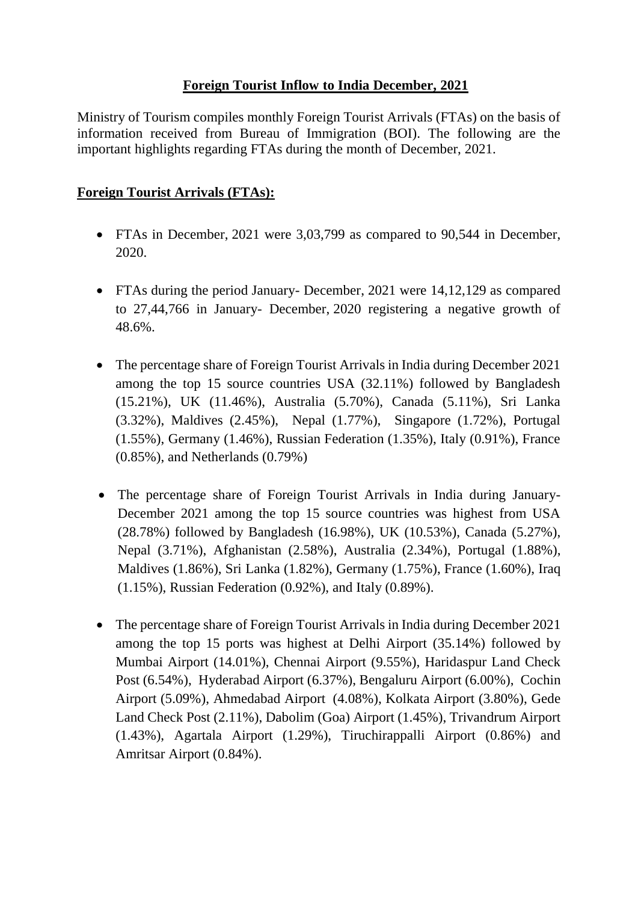# Foreign Tourist Inflow to India December, 2021

Ministry of Tourism compiles monthly Foreign Tourist Arrivals (FTAs) on the basis of information received from Bureau of Immigration (BOI). The following are the important highlights regarding FTAs during the month of December, 2021.

## Foreign Tourist Arrivals (FTAs):

- FTAs in December, 2021 were 3,03,799 as compared to 90,544 in December, 2020.

- FTAs during the period January- December, 2021 were 14,12,129 as compared to 27,44,766 in January- December, 2020 registering a negative growth of 48.6%.

- The percentage share of Foreign Tourist Arrivals in India during December 2021 among the top 15 source countries USA (32.11%) followed by Bangladesh (15.21%), UK (11.46%), Australia (5.70%), Canada (5.11%), Sri Lanka (3.32%), Maldives (2.45%), Nepal (1.77%), Singapore (1.72%), Portugal (1.55%), Germany (1.46%), Russian Federation (1.35%), Italy (0.91%), France (0.85%), and Netherlands (0.79%)

- The percentage share of Foreign Tourist Arrivals in India during January-December 2021 among the top 15 source countries was highest from USA (28.78%) followed by Bangladesh (16.98%), UK (10.53%), Canada (5.27%), Nepal (3.71%), Afghanistan (2.58%), Australia (2.34%), Portugal (1.88%), Maldives (1.86%), Sri Lanka (1.82%), Germany (1.75%), France (1.60%), Iraq (1.15%), Russian Federation (0.92%), and Italy (0.89%).

- The percentage share of Foreign Tourist Arrivals in India during December 2021 among the top 15 ports was highest at Delhi Airport (35.14%) followed by Mumbai Airport (14.01%), Chennai Airport (9.55%), Haridaspur Land Check Post (6.54%), Hyderabad Airport (6.37%), Bengaluru Airport (6.00%), Cochin Airport (5.09%), Ahmedabad Airport (4.08%), Kolkata Airport (3.80%), Gede Land Check Post (2.11%), Dabolim (Goa) Airport (1.45%), Trivandrum Airport (1.43%), Agartala Airport (1.29%), Tiruchirappalli Airport (0.86%) and Amritsar Airport (0.84%).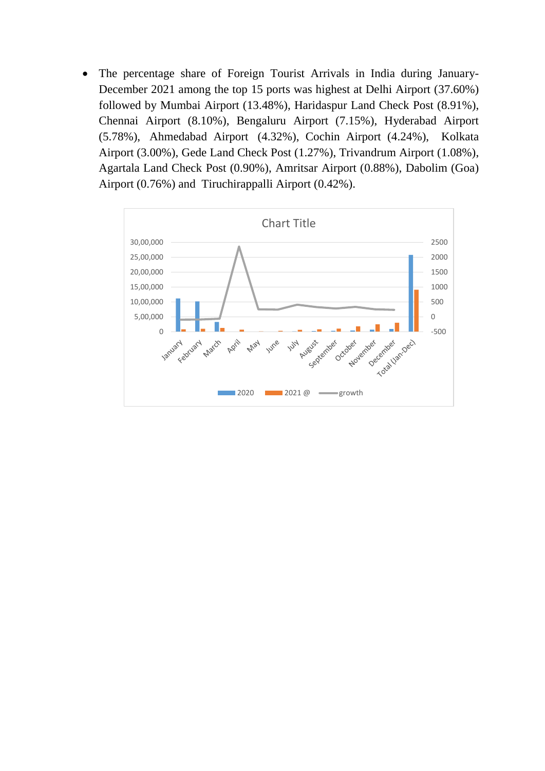- The percentage share of Foreign Tourist Arrivals in India during January-December 2021 among the top 15 ports was highest at Delhi Airport (37.60%) followed by Mumbai Airport (13.48%), Haridaspur Land Check Post (8.91%), Chennai Airport (8.10%), Bengaluru Airport (7.15%), Hyderabad Airport (5.78%), Ahmedabad Airport (4.32%), Cochin Airport (4.24%), Kolkata Airport (3.00%), Gede Land Check Post (1.27%), Trivandrum Airport (1.08%), Agartala Land Check Post (0.90%), Amritsar Airport (0.88%), Dabolim (Goa) Airport (0.76%) and Tiruchirappalli Airport (0.42%).

Chart Title

30,00,000
25,00,000
20,00,000
15,00,000
10,00,000
5,00,000
0

2500
2000
1500
1000
500
0
-500

January
February
March
April
May
June
July
August
September
October
November
December
Total (Jan-Dec)

2020
2021 @
growth